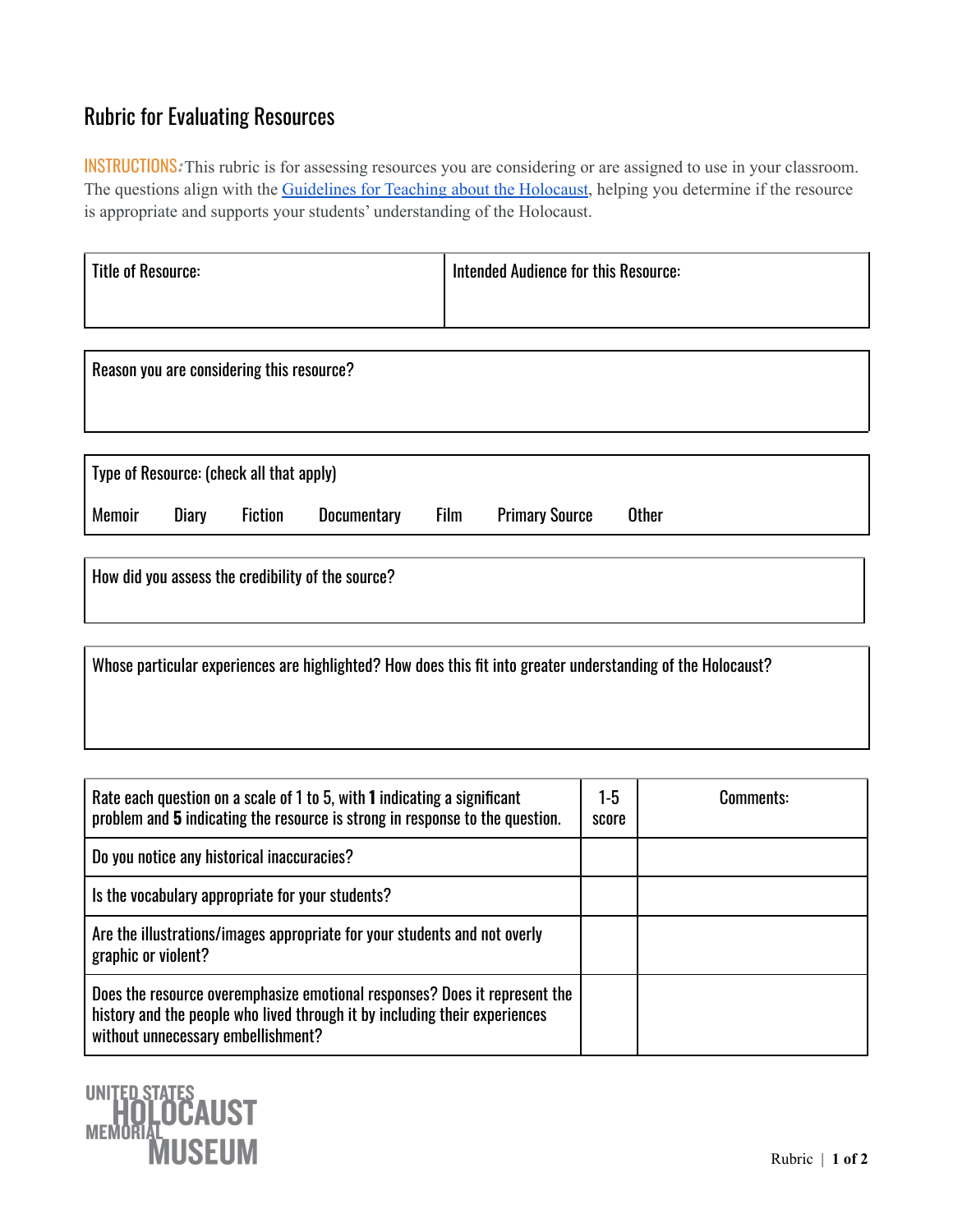# Rubric for Evaluating Resources

INSTRUCTIONS: This rubric is for assessing resources you are considering or are assigned to use in your classroom. The questions align with the [Guidelines for Teaching about the Holocaust](), helping you determine if the resource is appropriate and supports your students' understanding of the Holocaust.

| Title of Resource: | Intended Audience for this Resource: |
|---|---|
| | |

| Reason you are considering this resource? |
|---|
| |

| Type of Resource: (check all that apply) |
|---|
| Memoir   Diary   Fiction   Documentary   Film   Primary Source   Other |

| How did you assess the credibility of the source? |
|---|
| |

| Whose particular experiences are highlighted? How does this fit into greater understanding of the Holocaust? |
|---|
| |

| Rate each question on a scale of 1 to 5, with **1** indicating a significant problem and **5** indicating the resource is strong in response to the question. | 1-5 score | Comments: |
|---|---|---|
| Do you notice any historical inaccuracies? | | |
| Is the vocabulary appropriate for your students? | | |
| Are the illustrations/images appropriate for your students and not overly graphic or violent? | | |
| Does the resource overemphasize emotional responses? Does it represent the history and the people who lived through it by including their experiences without unnecessary embellishment? | | |

UNITED STATES HOLOCAUST MEMORIAL MUSEUM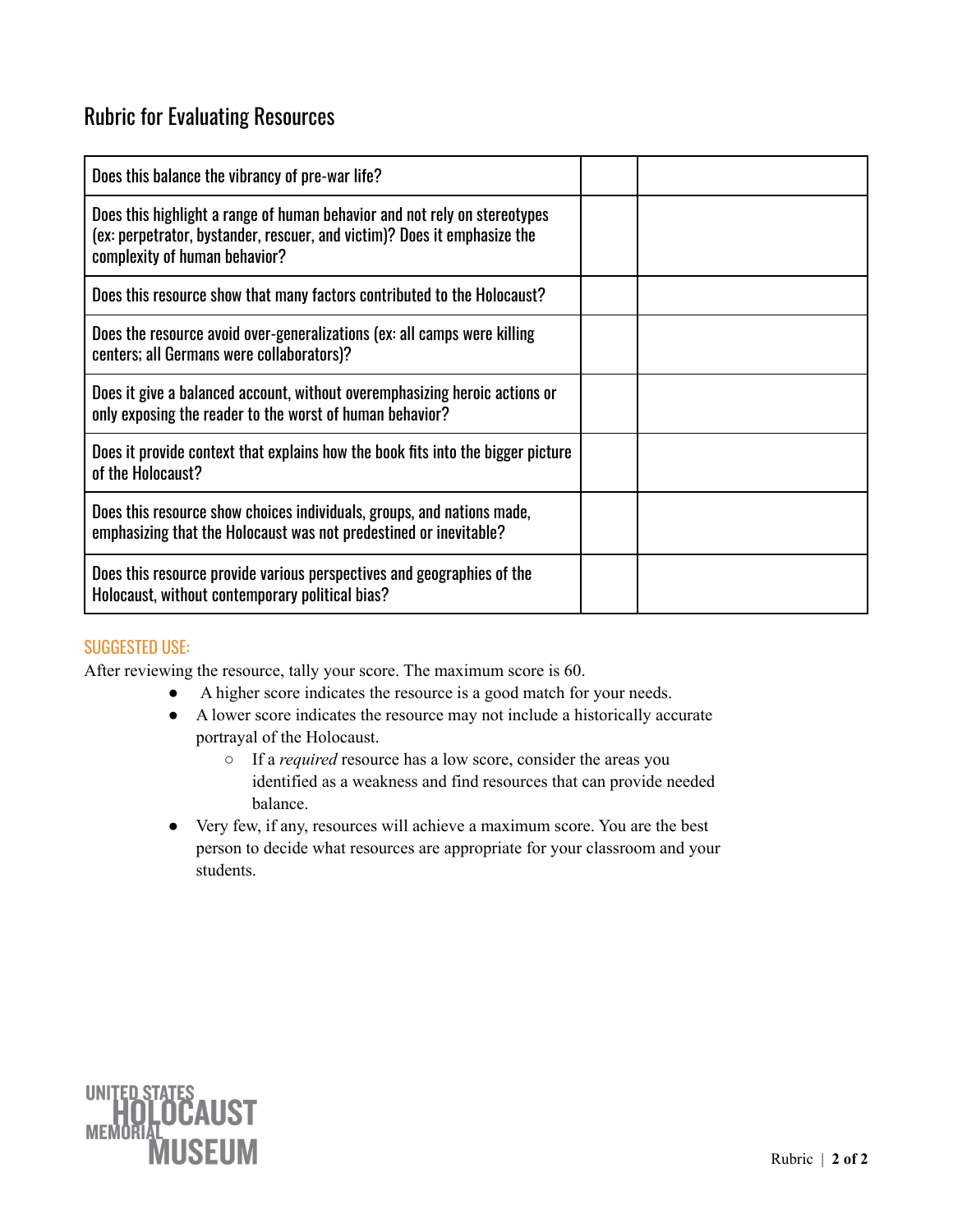## Rubric for Evaluating Resources

| | | |
|---|---|---|
| Does this balance the vibrancy of pre-war life? | | |
| Does this highlight a range of human behavior and not rely on stereotypes (ex: perpetrator, bystander, rescuer, and victim)? Does it emphasize the complexity of human behavior? | | |
| Does this resource show that many factors contributed to the Holocaust? | | |
| Does the resource avoid over-generalizations (ex: all camps were killing centers; all Germans were collaborators)? | | |
| Does it give a balanced account, without overemphasizing heroic actions or only exposing the reader to the worst of human behavior? | | |
| Does it provide context that explains how the book fits into the bigger picture of the Holocaust? | | |
| Does this resource show choices individuals, groups, and nations made, emphasizing that the Holocaust was not predestined or inevitable? | | |
| Does this resource provide various perspectives and geographies of the Holocaust, without contemporary political bias? | | |

### SUGGESTED USE:

After reviewing the resource, tally your score. The maximum score is 60.

- A higher score indicates the resource is a good match for your needs.
- A lower score indicates the resource may not include a historically accurate portrayal of the Holocaust.
  - If a *required* resource has a low score, consider the areas you identified as a weakness and find resources that can provide needed balance.
- Very few, if any, resources will achieve a maximum score. You are the best person to decide what resources are appropriate for your classroom and your students.

UNITED STATES HOLOCAUST MEMORIAL MUSEUM